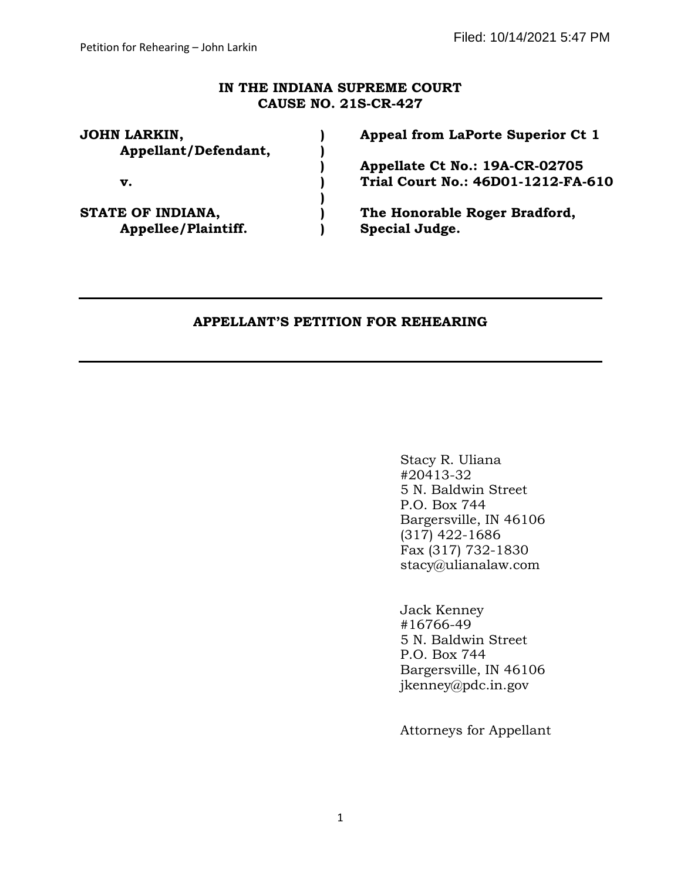Filed: 10/14/2021 5:47 PM

**IN THE INDIANA SUPREME COURT**
**CAUSE NO. 21S-CR-427**

| | | |
|---|---|---|
| **JOHN LARKIN,** | **)** | **Appeal from LaPorte Superior Ct 1** |
| **Appellant/Defendant,** | **)** | |
| | **)** | **Appellate Ct No.: 19A-CR-02705** |
| **v.** | **)** | **Trial Court No.: 46D01-1212-FA-610** |
| | **)** | |
| **STATE OF INDIANA,** | **)** | **The Honorable Roger Bradford,** |
| **Appellee/Plaintiff.** | **)** | **Special Judge.** |

---

**APPELLANT'S PETITION FOR REHEARING**

---

Stacy R. Uliana
#20413-32
5 N. Baldwin Street
P.O. Box 744
Bargersville, IN 46106
(317) 422-1686
Fax (317) 732-1830
stacy@ulianalaw.com

Jack Kenney
#16766-49
5 N. Baldwin Street
P.O. Box 744
Bargersville, IN 46106
jkenney@pdc.in.gov

Attorneys for Appellant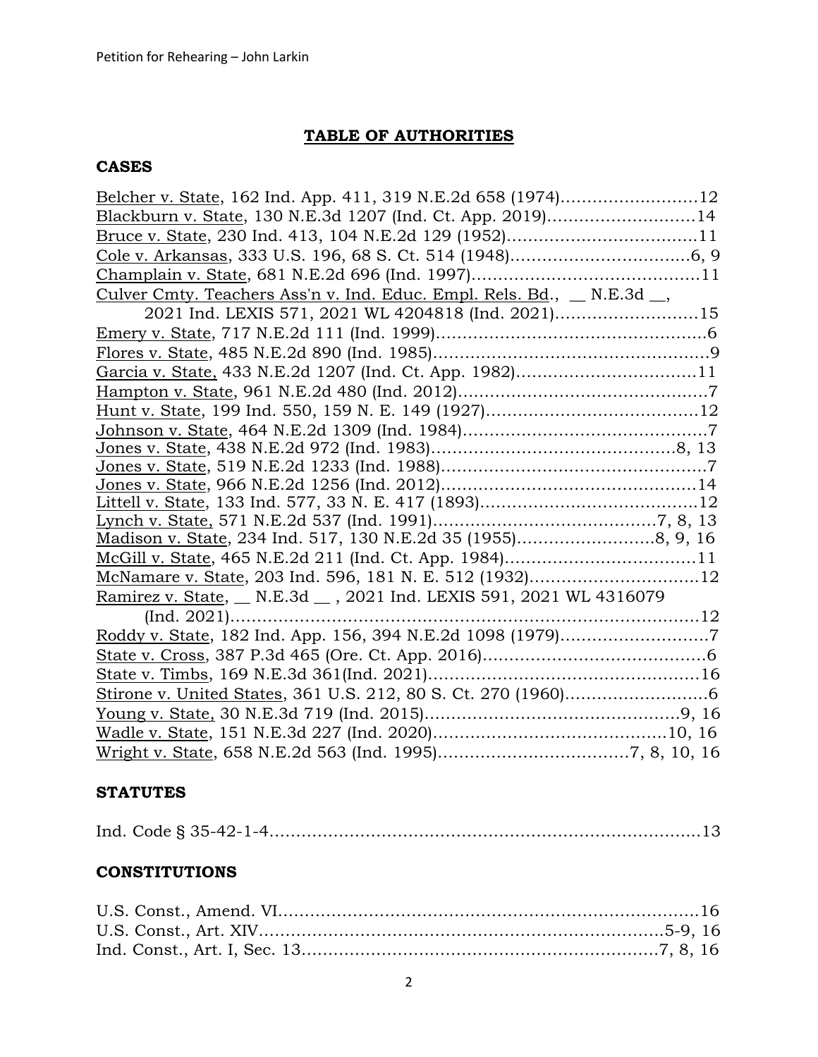## TABLE OF AUTHORITIES

### CASES

Belcher v. State, 162 Ind. App. 411, 319 N.E.2d 658 (1974)........................12
Blackburn v. State, 130 N.E.3d 1207 (Ind. Ct. App. 2019)..........................14
Bruce v. State, 230 Ind. 413, 104 N.E.2d 129 (1952)..................................11
Cole v. Arkansas, 333 U.S. 196, 68 S. Ct. 514 (1948)................................6, 9
Champlain v. State, 681 N.E.2d 696 (Ind. 1997)..........................................11
Culver Cmty. Teachers Ass'n v. Ind. Educ. Empl. Rels. Bd., __ N.E.3d __,
    2021 Ind. LEXIS 571, 2021 WL 4204818 (Ind. 2021)..........................15
Emery v. State, 717 N.E.2d 111 (Ind. 1999)..................................................6
Flores v. State, 485 N.E.2d 890 (Ind. 1985)...................................................9
Garcia v. State, 433 N.E.2d 1207 (Ind. Ct. App. 1982)................................11
Hampton v. State, 961 N.E.2d 480 (Ind. 2012)..............................................7
Hunt v. State, 199 Ind. 550, 159 N. E. 149 (1927).......................................12
Johnson v. State, 464 N.E.2d 1309 (Ind. 1984).............................................7
Jones v. State, 438 N.E.2d 972 (Ind. 1983).............................................8, 13
Jones v. State, 519 N.E.2d 1233 (Ind. 1988).................................................7
Jones v. State, 966 N.E.2d 1256 (Ind. 2012)...............................................14
Littell v. State, 133 Ind. 577, 33 N. E. 417 (1893)........................................12
Lynch v. State, 571 N.E.2d 537 (Ind. 1991).........................................7, 8, 13
Madison v. State, 234 Ind. 517, 130 N.E.2d 35 (1955)..........................8, 9, 16
McGill v. State, 465 N.E.2d 211 (Ind. Ct. App. 1984)...................................11
McNamare v. State, 203 Ind. 596, 181 N. E. 512 (1932)...............................12
Ramirez v. State, __ N.E.3d __ , 2021 Ind. LEXIS 591, 2021 WL 4316079
    (Ind. 2021).........................................................................................12
Roddy v. State, 182 Ind. App. 156, 394 N.E.2d 1098 (1979)...........................7
State v. Cross, 387 P.3d 465 (Ore. Ct. App. 2016).........................................6
State v. Timbs, 169 N.E.3d 361(Ind. 2021)..................................................16
Stirone v. United States, 361 U.S. 212, 80 S. Ct. 270 (1960)..........................6
Young v. State, 30 N.E.3d 719 (Ind. 2015)...............................................9, 16
Wadle v. State, 151 N.E.3d 227 (Ind. 2020)...........................................10, 16
Wright v. State, 658 N.E.2d 563 (Ind. 1995)...................................7, 8, 10, 16

### STATUTES

Ind. Code § 35-42-1-4.................................................................................13

### CONSTITUTIONS

U.S. Const., Amend. VI...............................................................................16
U.S. Const., Art. XIV...............................................................................5-9, 16
Ind. Const., Art. I, Sec. 13..................................................................7, 8, 16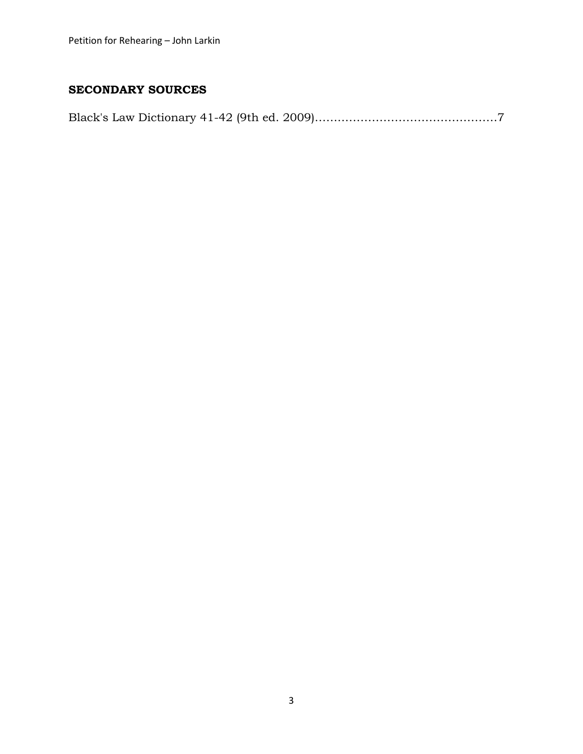## SECONDARY SOURCES

Black's Law Dictionary 41-42 (9th ed. 2009)...............................................7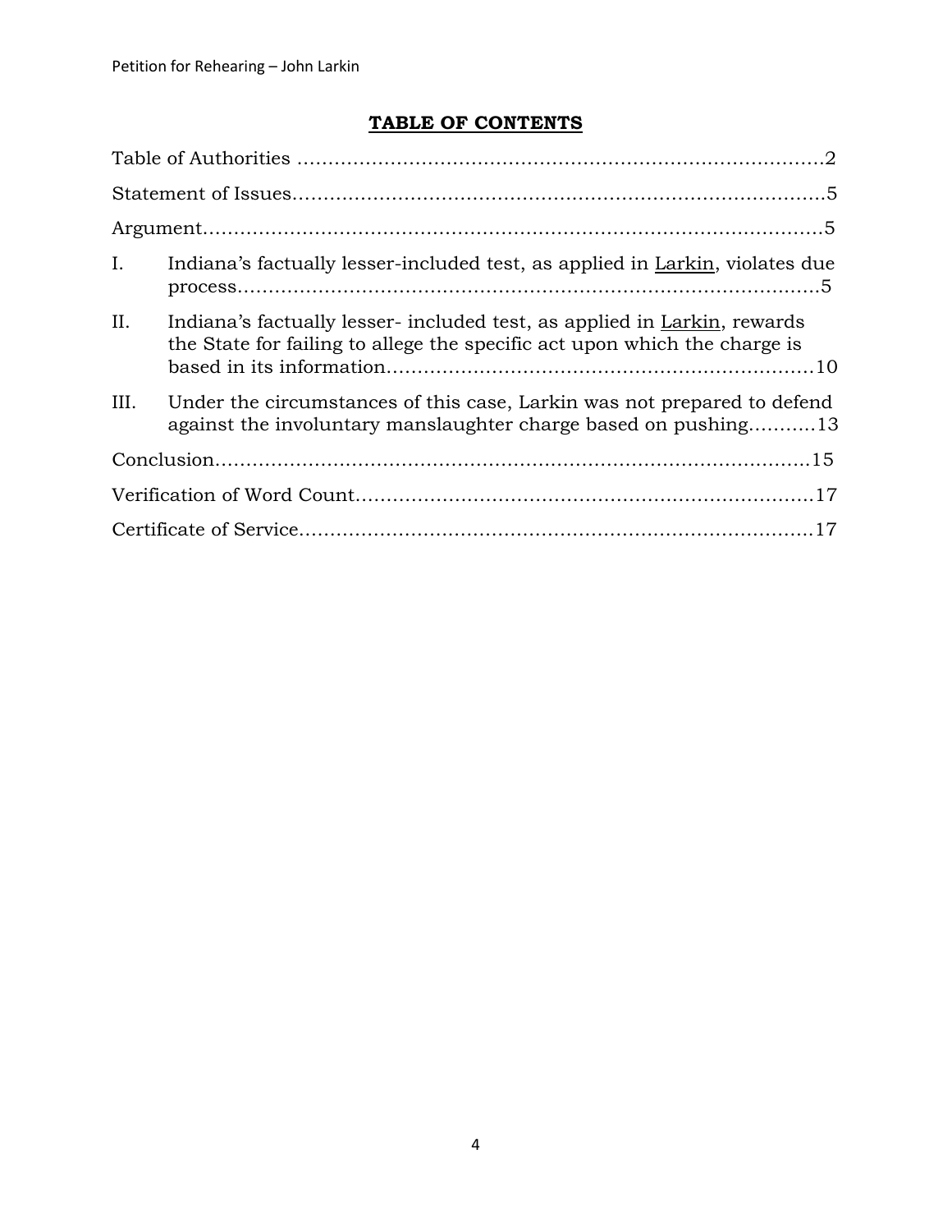## TABLE OF CONTENTS

Table of Authorities ....................................................................................2

Statement of Issues......................................................................................5

Argument.......................................................................................................5

I. Indiana's factually lesser-included test, as applied in Larkin, violates due process.....................................................................................5

II. Indiana's factually lesser- included test, as applied in Larkin, rewards the State for failing to allege the specific act upon which the charge is based in its information....................................................................10

III. Under the circumstances of this case, Larkin was not prepared to defend against the involuntary manslaughter charge based on pushing...........13

Conclusion....................................................................................................15

Verification of Word Count..........................................................................17

Certificate of Service....................................................................................17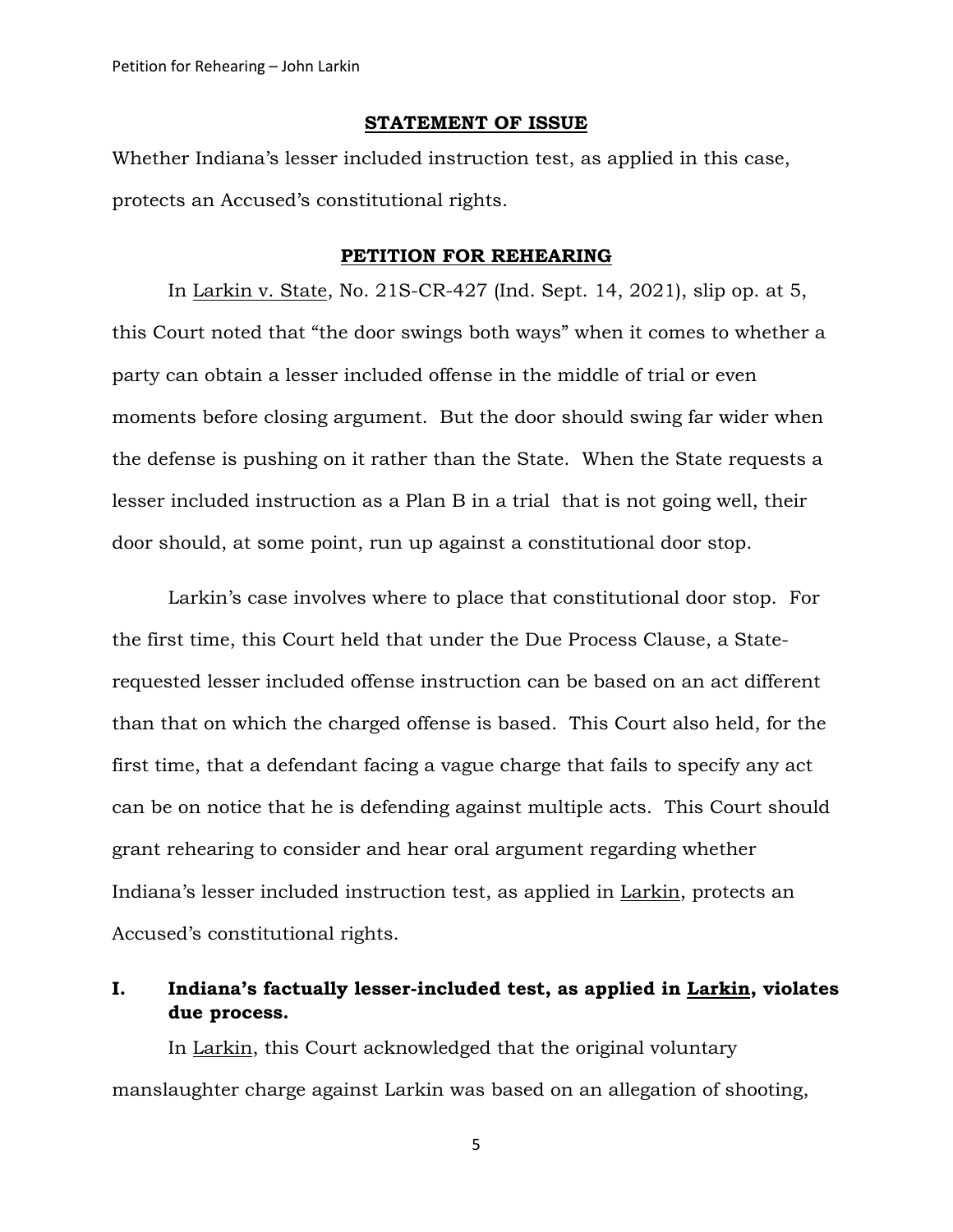## STATEMENT OF ISSUE

Whether Indiana's lesser included instruction test, as applied in this case, protects an Accused's constitutional rights.

## PETITION FOR REHEARING

In Larkin v. State, No. 21S-CR-427 (Ind. Sept. 14, 2021), slip op. at 5, this Court noted that "the door swings both ways" when it comes to whether a party can obtain a lesser included offense in the middle of trial or even moments before closing argument. But the door should swing far wider when the defense is pushing on it rather than the State. When the State requests a lesser included instruction as a Plan B in a trial that is not going well, their door should, at some point, run up against a constitutional door stop.

Larkin's case involves where to place that constitutional door stop. For the first time, this Court held that under the Due Process Clause, a State-requested lesser included offense instruction can be based on an act different than that on which the charged offense is based. This Court also held, for the first time, that a defendant facing a vague charge that fails to specify any act can be on notice that he is defending against multiple acts. This Court should grant rehearing to consider and hear oral argument regarding whether Indiana's lesser included instruction test, as applied in Larkin, protects an Accused's constitutional rights.

### I. Indiana's factually lesser-included test, as applied in Larkin, violates due process.

In Larkin, this Court acknowledged that the original voluntary manslaughter charge against Larkin was based on an allegation of shooting,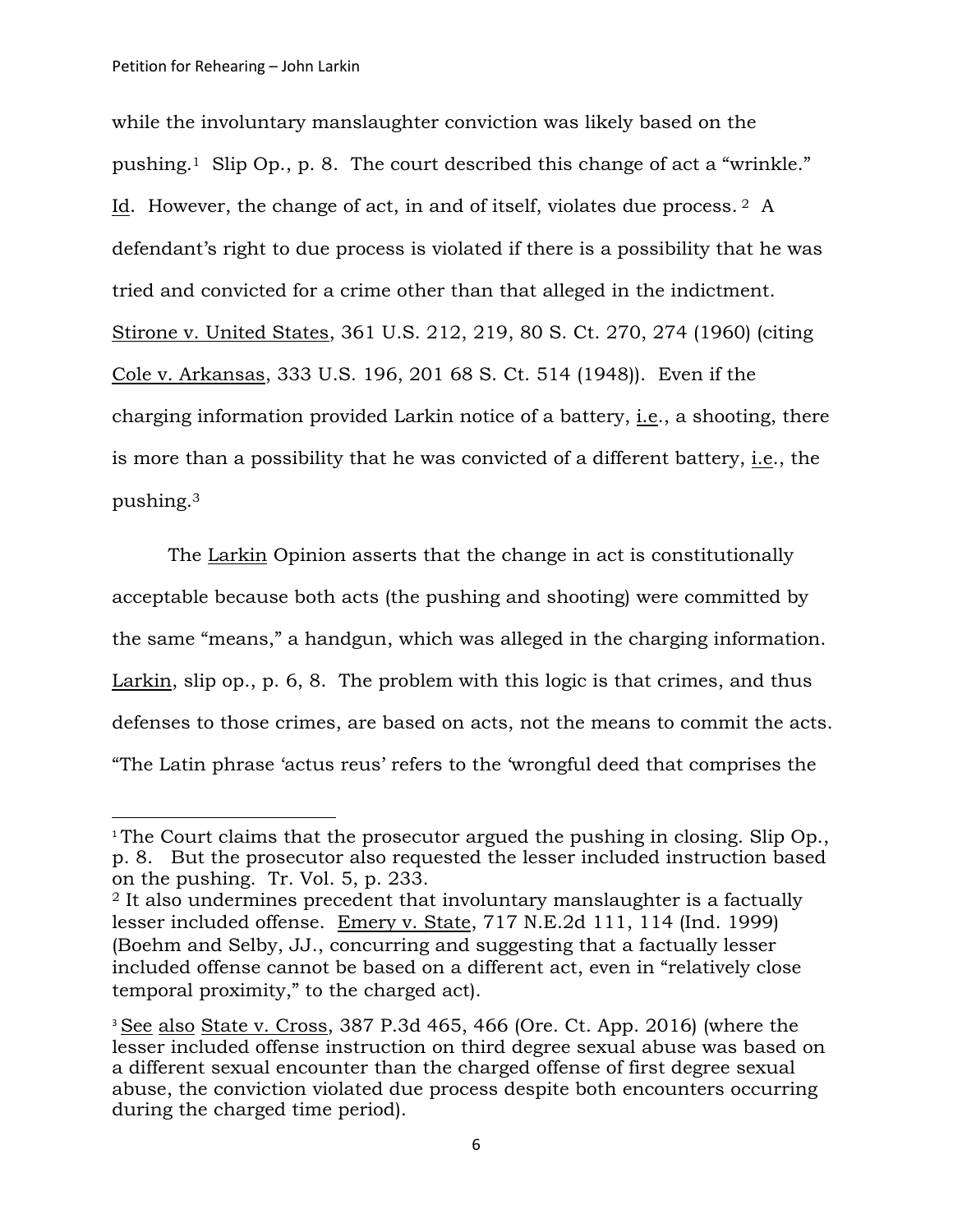while the involuntary manslaughter conviction was likely based on the pushing.[1] Slip Op., p. 8. The court described this change of act a "wrinkle." Id. However, the change of act, in and of itself, violates due process.[2] A defendant's right to due process is violated if there is a possibility that he was tried and convicted for a crime other than that alleged in the indictment. Stirone v. United States, 361 U.S. 212, 219, 80 S. Ct. 270, 274 (1960) (citing Cole v. Arkansas, 333 U.S. 196, 201 68 S. Ct. 514 (1948)). Even if the charging information provided Larkin notice of a battery, i.e., a shooting, there is more than a possibility that he was convicted of a different battery, i.e., the pushing.[3]

The Larkin Opinion asserts that the change in act is constitutionally acceptable because both acts (the pushing and shooting) were committed by the same "means," a handgun, which was alleged in the charging information. Larkin, slip op., p. 6, 8. The problem with this logic is that crimes, and thus defenses to those crimes, are based on acts, not the means to commit the acts. "The Latin phrase 'actus reus' refers to the 'wrongful deed that comprises the

---

[1] The Court claims that the prosecutor argued the pushing in closing. Slip Op., p. 8. But the prosecutor also requested the lesser included instruction based on the pushing. Tr. Vol. 5, p. 233.

[2] It also undermines precedent that involuntary manslaughter is a factually lesser included offense. Emery v. State, 717 N.E.2d 111, 114 (Ind. 1999) (Boehm and Selby, JJ., concurring and suggesting that a factually lesser included offense cannot be based on a different act, even in "relatively close temporal proximity," to the charged act).

[3] See also State v. Cross, 387 P.3d 465, 466 (Ore. Ct. App. 2016) (where the lesser included offense instruction on third degree sexual abuse was based on a different sexual encounter than the charged offense of first degree sexual abuse, the conviction violated due process despite both encounters occurring during the charged time period).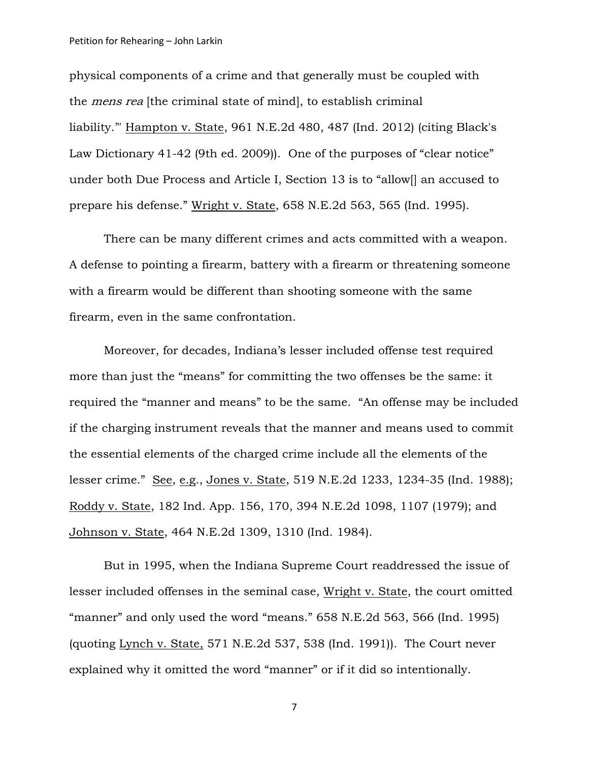physical components of a crime and that generally must be coupled with the *mens rea* [the criminal state of mind], to establish criminal liability.'" Hampton v. State, 961 N.E.2d 480, 487 (Ind. 2012) (citing Black's Law Dictionary 41-42 (9th ed. 2009)). One of the purposes of "clear notice" under both Due Process and Article I, Section 13 is to "allow[] an accused to prepare his defense." Wright v. State, 658 N.E.2d 563, 565 (Ind. 1995).

There can be many different crimes and acts committed with a weapon. A defense to pointing a firearm, battery with a firearm or threatening someone with a firearm would be different than shooting someone with the same firearm, even in the same confrontation.

Moreover, for decades, Indiana's lesser included offense test required more than just the "means" for committing the two offenses be the same: it required the "manner and means" to be the same. "An offense may be included if the charging instrument reveals that the manner and means used to commit the essential elements of the charged crime include all the elements of the lesser crime." See, e.g., Jones v. State, 519 N.E.2d 1233, 1234-35 (Ind. 1988); Roddy v. State, 182 Ind. App. 156, 170, 394 N.E.2d 1098, 1107 (1979); and Johnson v. State, 464 N.E.2d 1309, 1310 (Ind. 1984).

But in 1995, when the Indiana Supreme Court readdressed the issue of lesser included offenses in the seminal case, Wright v. State, the court omitted "manner" and only used the word "means." 658 N.E.2d 563, 566 (Ind. 1995) (quoting Lynch v. State, 571 N.E.2d 537, 538 (Ind. 1991)). The Court never explained why it omitted the word "manner" or if it did so intentionally.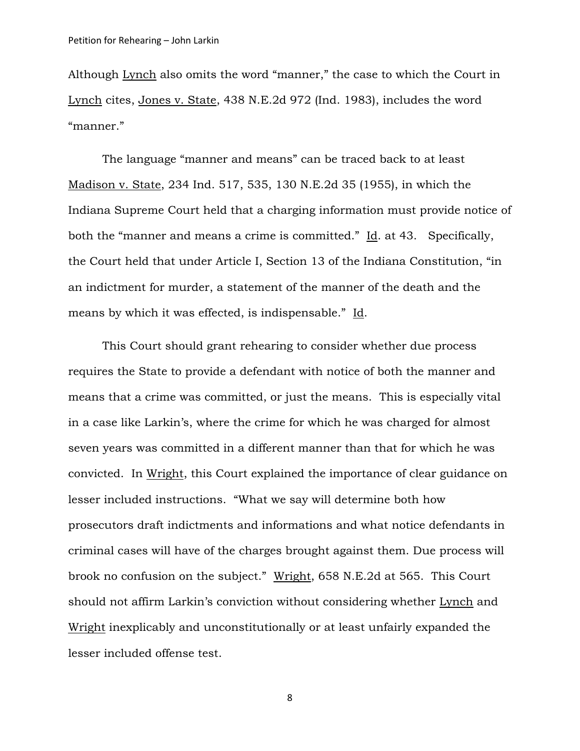Although Lynch also omits the word "manner," the case to which the Court in Lynch cites, Jones v. State, 438 N.E.2d 972 (Ind. 1983), includes the word "manner."

The language "manner and means" can be traced back to at least Madison v. State, 234 Ind. 517, 535, 130 N.E.2d 35 (1955), in which the Indiana Supreme Court held that a charging information must provide notice of both the "manner and means a crime is committed." Id. at 43. Specifically, the Court held that under Article I, Section 13 of the Indiana Constitution, "in an indictment for murder, a statement of the manner of the death and the means by which it was effected, is indispensable." Id.

This Court should grant rehearing to consider whether due process requires the State to provide a defendant with notice of both the manner and means that a crime was committed, or just the means. This is especially vital in a case like Larkin's, where the crime for which he was charged for almost seven years was committed in a different manner than that for which he was convicted. In Wright, this Court explained the importance of clear guidance on lesser included instructions. "What we say will determine both how prosecutors draft indictments and informations and what notice defendants in criminal cases will have of the charges brought against them. Due process will brook no confusion on the subject." Wright, 658 N.E.2d at 565. This Court should not affirm Larkin's conviction without considering whether Lynch and Wright inexplicably and unconstitutionally or at least unfairly expanded the lesser included offense test.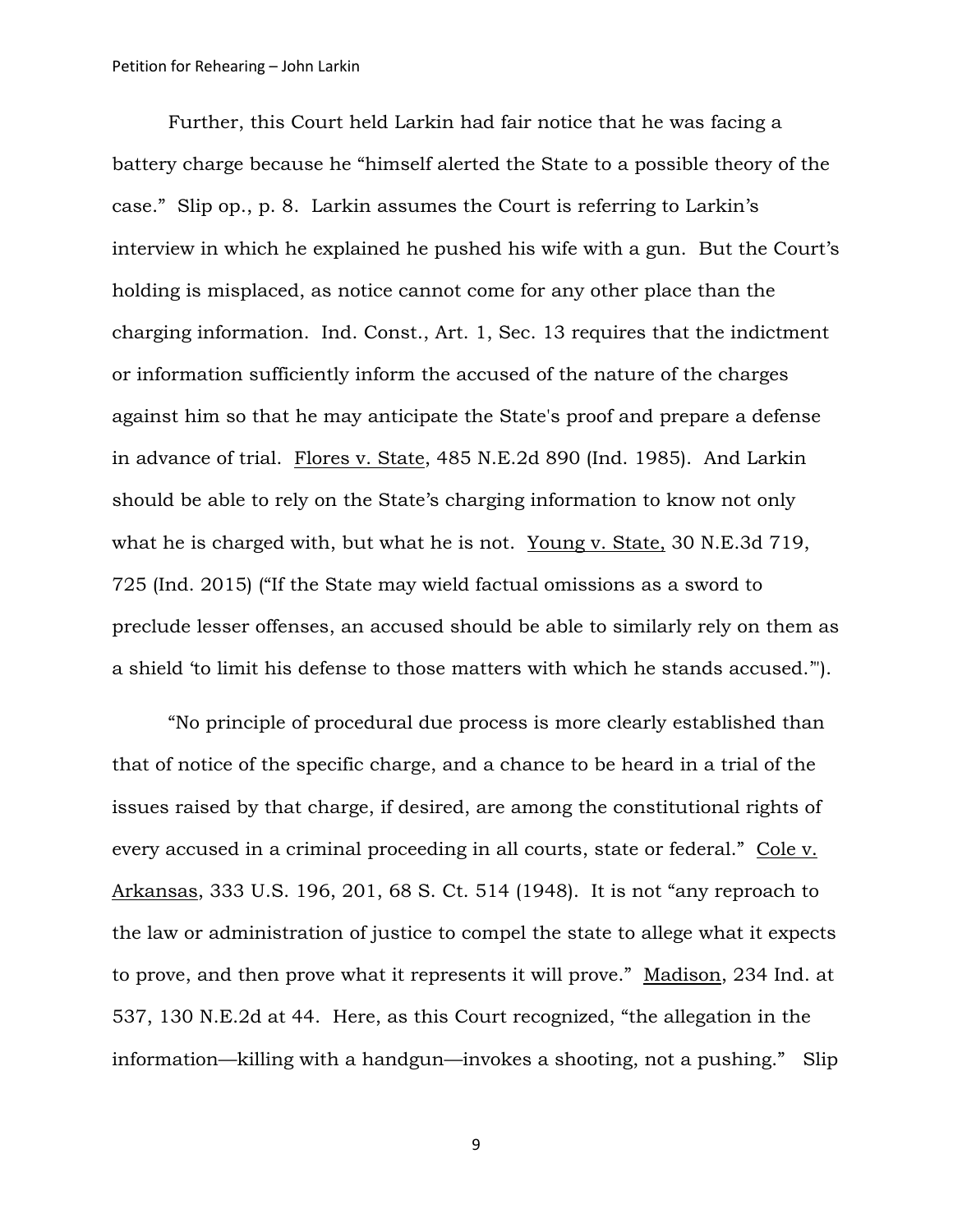Further, this Court held Larkin had fair notice that he was facing a battery charge because he "himself alerted the State to a possible theory of the case." Slip op., p. 8. Larkin assumes the Court is referring to Larkin's interview in which he explained he pushed his wife with a gun. But the Court's holding is misplaced, as notice cannot come for any other place than the charging information. Ind. Const., Art. 1, Sec. 13 requires that the indictment or information sufficiently inform the accused of the nature of the charges against him so that he may anticipate the State's proof and prepare a defense in advance of trial. <u>Flores v. State</u>, 485 N.E.2d 890 (Ind. 1985). And Larkin should be able to rely on the State's charging information to know not only what he is charged with, but what he is not. <u>Young v. State,</u> 30 N.E.3d 719, 725 (Ind. 2015) ("If the State may wield factual omissions as a sword to preclude lesser offenses, an accused should be able to similarly rely on them as a shield 'to limit his defense to those matters with which he stands accused.'").

"No principle of procedural due process is more clearly established than that of notice of the specific charge, and a chance to be heard in a trial of the issues raised by that charge, if desired, are among the constitutional rights of every accused in a criminal proceeding in all courts, state or federal." <u>Cole v. Arkansas</u>, 333 U.S. 196, 201, 68 S. Ct. 514 (1948). It is not "any reproach to the law or administration of justice to compel the state to allege what it expects to prove, and then prove what it represents it will prove." <u>Madison</u>, 234 Ind. at 537, 130 N.E.2d at 44. Here, as this Court recognized, "the allegation in the information—killing with a handgun—invokes a shooting, not a pushing." Slip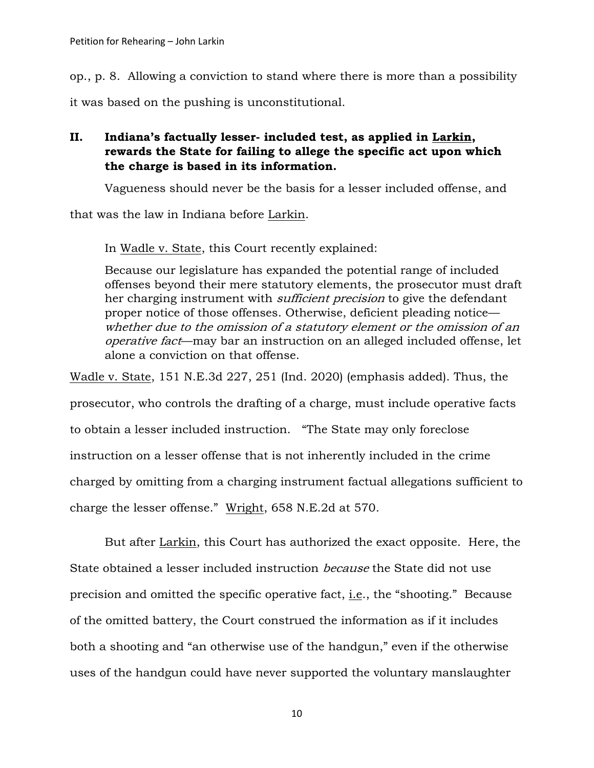op., p. 8. Allowing a conviction to stand where there is more than a possibility it was based on the pushing is unconstitutional.

## II. Indiana's factually lesser- included test, as applied in Larkin, rewards the State for failing to allege the specific act upon which the charge is based in its information.

Vagueness should never be the basis for a lesser included offense, and that was the law in Indiana before Larkin.

In Wadle v. State, this Court recently explained:

> Because our legislature has expanded the potential range of included offenses beyond their mere statutory elements, the prosecutor must draft her charging instrument with *sufficient precision* to give the defendant proper notice of those offenses. Otherwise, deficient pleading notice—*whether due to the omission of a statutory element or the omission of an operative fact*—may bar an instruction on an alleged included offense, let alone a conviction on that offense.

Wadle v. State, 151 N.E.3d 227, 251 (Ind. 2020) (emphasis added). Thus, the prosecutor, who controls the drafting of a charge, must include operative facts to obtain a lesser included instruction. "The State may only foreclose instruction on a lesser offense that is not inherently included in the crime charged by omitting from a charging instrument factual allegations sufficient to charge the lesser offense." Wright, 658 N.E.2d at 570.

But after Larkin, this Court has authorized the exact opposite. Here, the State obtained a lesser included instruction *because* the State did not use precision and omitted the specific operative fact, i.e., the "shooting." Because of the omitted battery, the Court construed the information as if it includes both a shooting and "an otherwise use of the handgun," even if the otherwise uses of the handgun could have never supported the voluntary manslaughter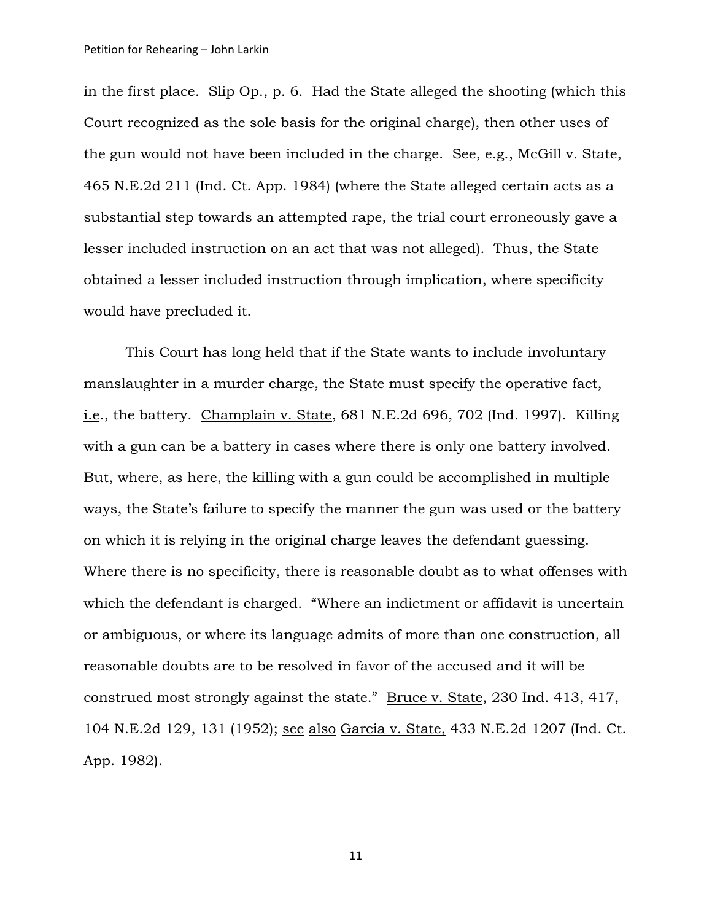in the first place. Slip Op., p. 6. Had the State alleged the shooting (which this Court recognized as the sole basis for the original charge), then other uses of the gun would not have been included in the charge. See, e.g., McGill v. State, 465 N.E.2d 211 (Ind. Ct. App. 1984) (where the State alleged certain acts as a substantial step towards an attempted rape, the trial court erroneously gave a lesser included instruction on an act that was not alleged). Thus, the State obtained a lesser included instruction through implication, where specificity would have precluded it.

This Court has long held that if the State wants to include involuntary manslaughter in a murder charge, the State must specify the operative fact, i.e., the battery. Champlain v. State, 681 N.E.2d 696, 702 (Ind. 1997). Killing with a gun can be a battery in cases where there is only one battery involved. But, where, as here, the killing with a gun could be accomplished in multiple ways, the State's failure to specify the manner the gun was used or the battery on which it is relying in the original charge leaves the defendant guessing. Where there is no specificity, there is reasonable doubt as to what offenses with which the defendant is charged. "Where an indictment or affidavit is uncertain or ambiguous, or where its language admits of more than one construction, all reasonable doubts are to be resolved in favor of the accused and it will be construed most strongly against the state." Bruce v. State, 230 Ind. 413, 417, 104 N.E.2d 129, 131 (1952); see also Garcia v. State, 433 N.E.2d 1207 (Ind. Ct. App. 1982).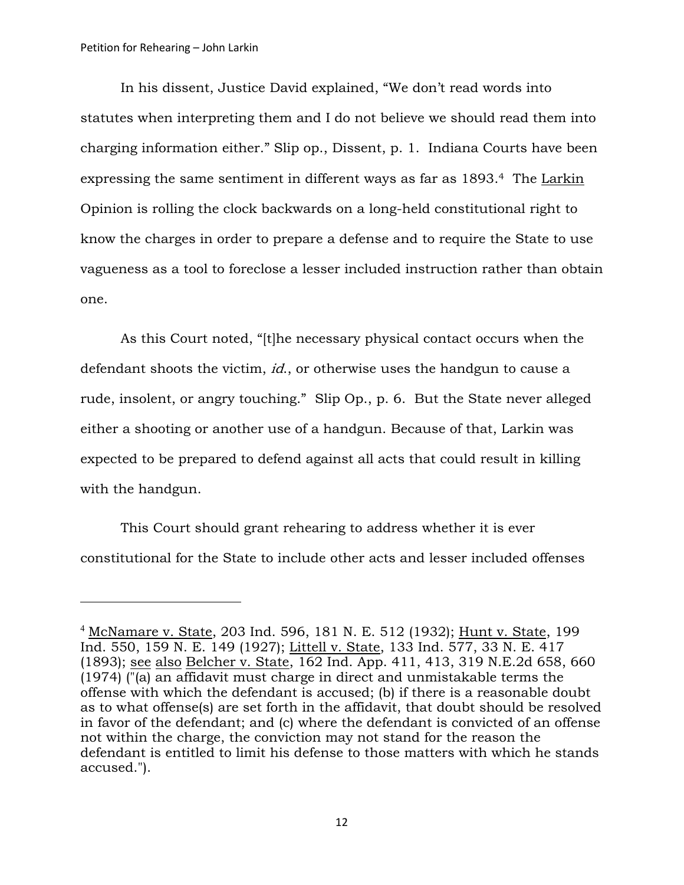In his dissent, Justice David explained, "We don't read words into statutes when interpreting them and I do not believe we should read them into charging information either." Slip op., Dissent, p. 1. Indiana Courts have been expressing the same sentiment in different ways as far as 1893.[4] The Larkin Opinion is rolling the clock backwards on a long-held constitutional right to know the charges in order to prepare a defense and to require the State to use vagueness as a tool to foreclose a lesser included instruction rather than obtain one.

As this Court noted, "[t]he necessary physical contact occurs when the defendant shoots the victim, *id.*, or otherwise uses the handgun to cause a rude, insolent, or angry touching." Slip Op., p. 6. But the State never alleged either a shooting or another use of a handgun. Because of that, Larkin was expected to be prepared to defend against all acts that could result in killing with the handgun.

This Court should grant rehearing to address whether it is ever constitutional for the State to include other acts and lesser included offenses

---

[4] McNamare v. State, 203 Ind. 596, 181 N. E. 512 (1932); Hunt v. State, 199 Ind. 550, 159 N. E. 149 (1927); Littell v. State, 133 Ind. 577, 33 N. E. 417 (1893); see also Belcher v. State, 162 Ind. App. 411, 413, 319 N.E.2d 658, 660 (1974) ("(a) an affidavit must charge in direct and unmistakable terms the offense with which the defendant is accused; (b) if there is a reasonable doubt as to what offense(s) are set forth in the affidavit, that doubt should be resolved in favor of the defendant; and (c) where the defendant is convicted of an offense not within the charge, the conviction may not stand for the reason the defendant is entitled to limit his defense to those matters with which he stands accused.").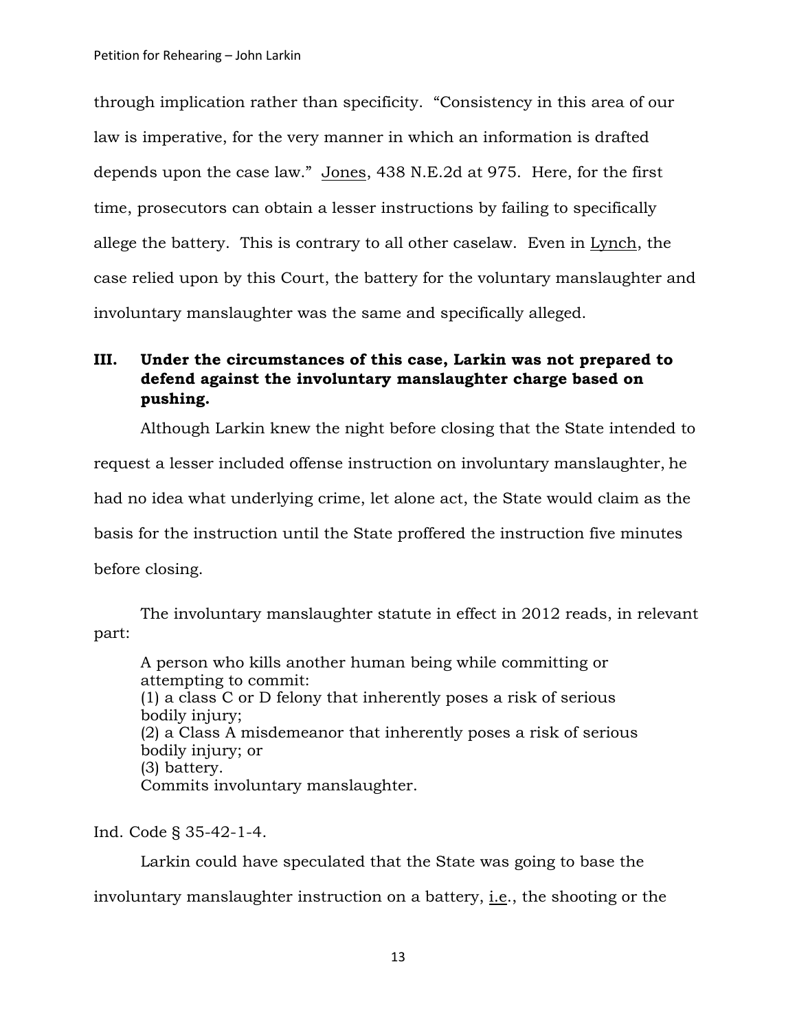through implication rather than specificity. "Consistency in this area of our law is imperative, for the very manner in which an information is drafted depends upon the case law." Jones, 438 N.E.2d at 975. Here, for the first time, prosecutors can obtain a lesser instructions by failing to specifically allege the battery. This is contrary to all other caselaw. Even in Lynch, the case relied upon by this Court, the battery for the voluntary manslaughter and involuntary manslaughter was the same and specifically alleged.

### III. Under the circumstances of this case, Larkin was not prepared to defend against the involuntary manslaughter charge based on pushing.

Although Larkin knew the night before closing that the State intended to request a lesser included offense instruction on involuntary manslaughter, he had no idea what underlying crime, let alone act, the State would claim as the basis for the instruction until the State proffered the instruction five minutes before closing.

The involuntary manslaughter statute in effect in 2012 reads, in relevant part:

> A person who kills another human being while committing or attempting to commit:
> (1) a class C or D felony that inherently poses a risk of serious bodily injury;
> (2) a Class A misdemeanor that inherently poses a risk of serious bodily injury; or
> (3) battery.
> Commits involuntary manslaughter.

Ind. Code § 35-42-1-4.

Larkin could have speculated that the State was going to base the involuntary manslaughter instruction on a battery, i.e., the shooting or the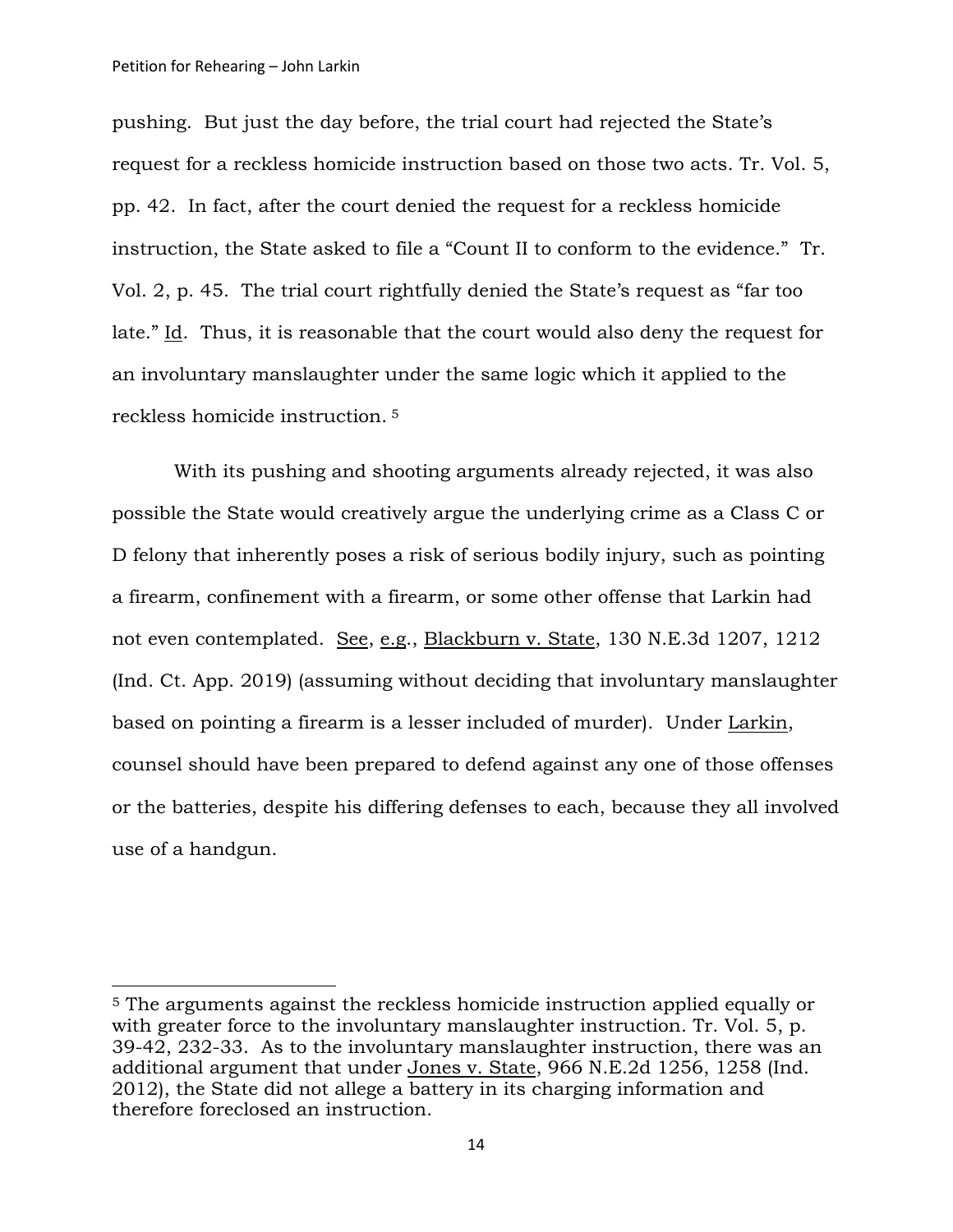pushing. But just the day before, the trial court had rejected the State's request for a reckless homicide instruction based on those two acts. Tr. Vol. 5, pp. 42. In fact, after the court denied the request for a reckless homicide instruction, the State asked to file a "Count II to conform to the evidence." Tr. Vol. 2, p. 45. The trial court rightfully denied the State's request as "far too late." Id. Thus, it is reasonable that the court would also deny the request for an involuntary manslaughter under the same logic which it applied to the reckless homicide instruction. [5]

With its pushing and shooting arguments already rejected, it was also possible the State would creatively argue the underlying crime as a Class C or D felony that inherently poses a risk of serious bodily injury, such as pointing a firearm, confinement with a firearm, or some other offense that Larkin had not even contemplated. See, e.g., Blackburn v. State, 130 N.E.3d 1207, 1212 (Ind. Ct. App. 2019) (assuming without deciding that involuntary manslaughter based on pointing a firearm is a lesser included of murder). Under Larkin, counsel should have been prepared to defend against any one of those offenses or the batteries, despite his differing defenses to each, because they all involved use of a handgun.

---

[5] The arguments against the reckless homicide instruction applied equally or with greater force to the involuntary manslaughter instruction. Tr. Vol. 5, p. 39-42, 232-33. As to the involuntary manslaughter instruction, there was an additional argument that under Jones v. State, 966 N.E.2d 1256, 1258 (Ind. 2012), the State did not allege a battery in its charging information and therefore foreclosed an instruction.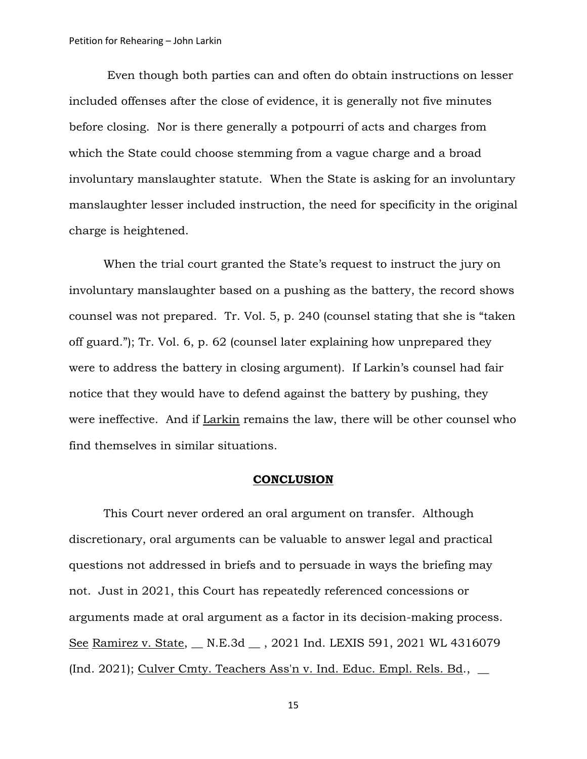Even though both parties can and often do obtain instructions on lesser included offenses after the close of evidence, it is generally not five minutes before closing. Nor is there generally a potpourri of acts and charges from which the State could choose stemming from a vague charge and a broad involuntary manslaughter statute. When the State is asking for an involuntary manslaughter lesser included instruction, the need for specificity in the original charge is heightened.

When the trial court granted the State's request to instruct the jury on involuntary manslaughter based on a pushing as the battery, the record shows counsel was not prepared. Tr. Vol. 5, p. 240 (counsel stating that she is "taken off guard."); Tr. Vol. 6, p. 62 (counsel later explaining how unprepared they were to address the battery in closing argument). If Larkin's counsel had fair notice that they would have to defend against the battery by pushing, they were ineffective. And if Larkin remains the law, there will be other counsel who find themselves in similar situations.

## CONCLUSION

This Court never ordered an oral argument on transfer. Although discretionary, oral arguments can be valuable to answer legal and practical questions not addressed in briefs and to persuade in ways the briefing may not. Just in 2021, this Court has repeatedly referenced concessions or arguments made at oral argument as a factor in its decision-making process. See Ramirez v. State, __ N.E.3d __ , 2021 Ind. LEXIS 591, 2021 WL 4316079 (Ind. 2021); Culver Cmty. Teachers Ass'n v. Ind. Educ. Empl. Rels. Bd., __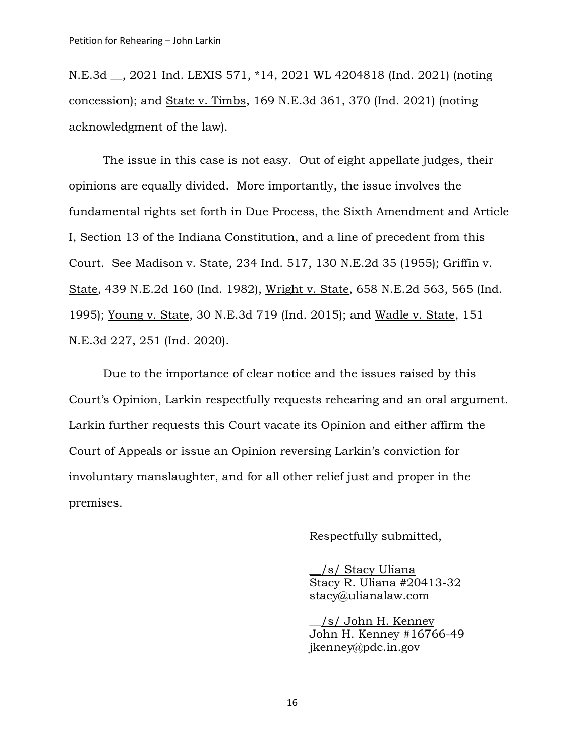N.E.3d __, 2021 Ind. LEXIS 571, *14, 2021 WL 4204818 (Ind. 2021) (noting concession); and State v. Timbs, 169 N.E.3d 361, 370 (Ind. 2021) (noting acknowledgment of the law).

The issue in this case is not easy. Out of eight appellate judges, their opinions are equally divided. More importantly, the issue involves the fundamental rights set forth in Due Process, the Sixth Amendment and Article I, Section 13 of the Indiana Constitution, and a line of precedent from this Court. See Madison v. State, 234 Ind. 517, 130 N.E.2d 35 (1955); Griffin v. State, 439 N.E.2d 160 (Ind. 1982), Wright v. State, 658 N.E.2d 563, 565 (Ind. 1995); Young v. State, 30 N.E.3d 719 (Ind. 2015); and Wadle v. State, 151 N.E.3d 227, 251 (Ind. 2020).

Due to the importance of clear notice and the issues raised by this Court's Opinion, Larkin respectfully requests rehearing and an oral argument. Larkin further requests this Court vacate its Opinion and either affirm the Court of Appeals or issue an Opinion reversing Larkin's conviction for involuntary manslaughter, and for all other relief just and proper in the premises.

Respectfully submitted,

__/s/ Stacy Uliana
Stacy R. Uliana #20413-32
stacy@ulianalaw.com

__/s/ John H. Kenney
John H. Kenney #16766-49
jkenney@pdc.in.gov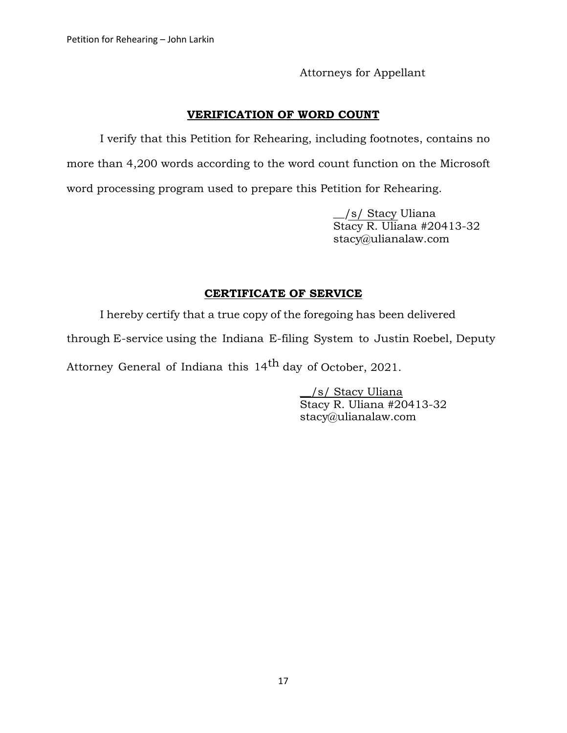Attorneys for Appellant

## VERIFICATION OF WORD COUNT

I verify that this Petition for Rehearing, including footnotes, contains no more than 4,200 words according to the word count function on the Microsoft word processing program used to prepare this Petition for Rehearing.

__/s/ Stacy Uliana
Stacy R. Uliana #20413-32
stacy@ulianalaw.com

## CERTIFICATE OF SERVICE

I hereby certify that a true copy of the foregoing has been delivered through E-service using the Indiana E-filing System to Justin Roebel, Deputy Attorney General of Indiana this 14th day of October, 2021.

__/s/ Stacy Uliana
Stacy R. Uliana #20413-32
stacy@ulianalaw.com